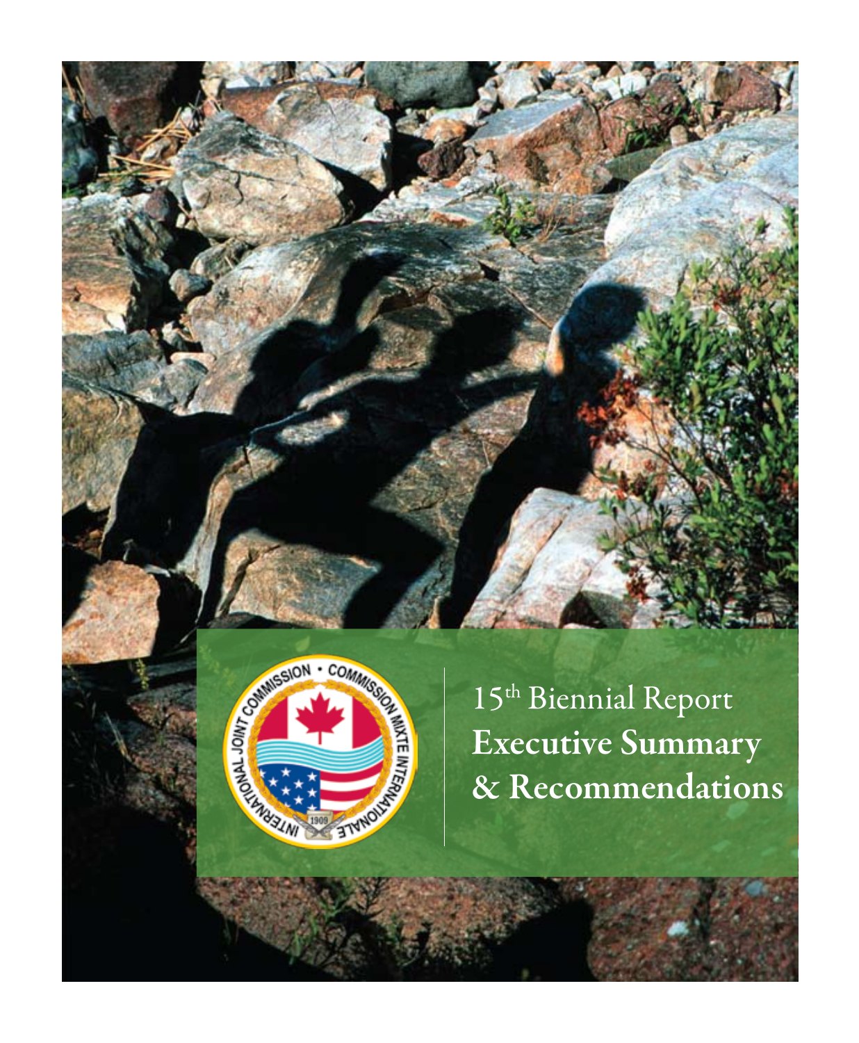# 15th Biennial Report

# Executive Summary & Recommendations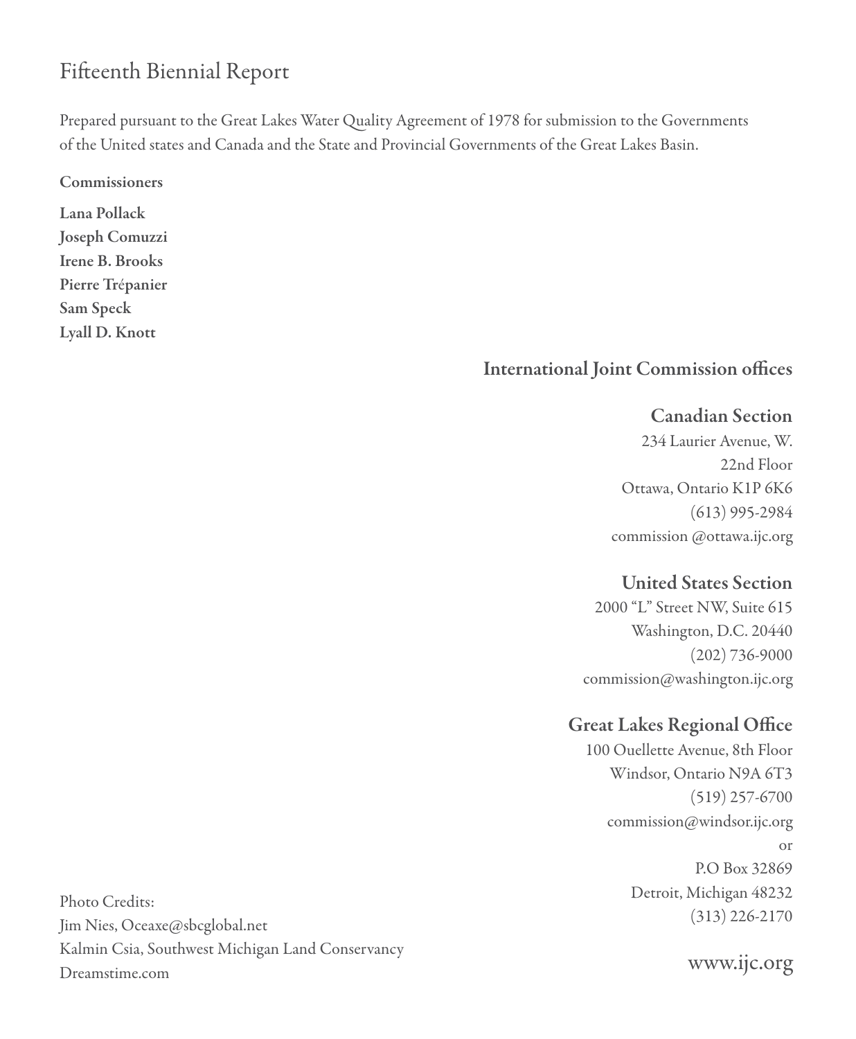# Fifteenth Biennial Report

Prepared pursuant to the Great Lakes Water Quality Agreement of 1978 for submission to the Governments of the United states and Canada and the State and Provincial Governments of the Great Lakes Basin.

**Commissioners**

**Lana Pollack**
**Joseph Comuzzi**
**Irene B. Brooks**
**Pierre Trépanier**
**Sam Speck**
**Lyall D. Knott**

## International Joint Commission offices

### Canadian Section

234 Laurier Avenue, W.
22nd Floor
Ottawa, Ontario K1P 6K6
(613) 995-2984
commission @ottawa.ijc.org

### United States Section

2000 "L" Street NW, Suite 615
Washington, D.C. 20440
(202) 736-9000
commission@washington.ijc.org

### Great Lakes Regional Office

100 Ouellette Avenue, 8th Floor
Windsor, Ontario N9A 6T3
(519) 257-6700
commission@windsor.ijc.org
or
P.O Box 32869
Detroit, Michigan 48232
(313) 226-2170

www.ijc.org

Photo Credits:
Jim Nies, Oceaxe@sbcglobal.net
Kalmin Csia, Southwest Michigan Land Conservancy
Dreamstime.com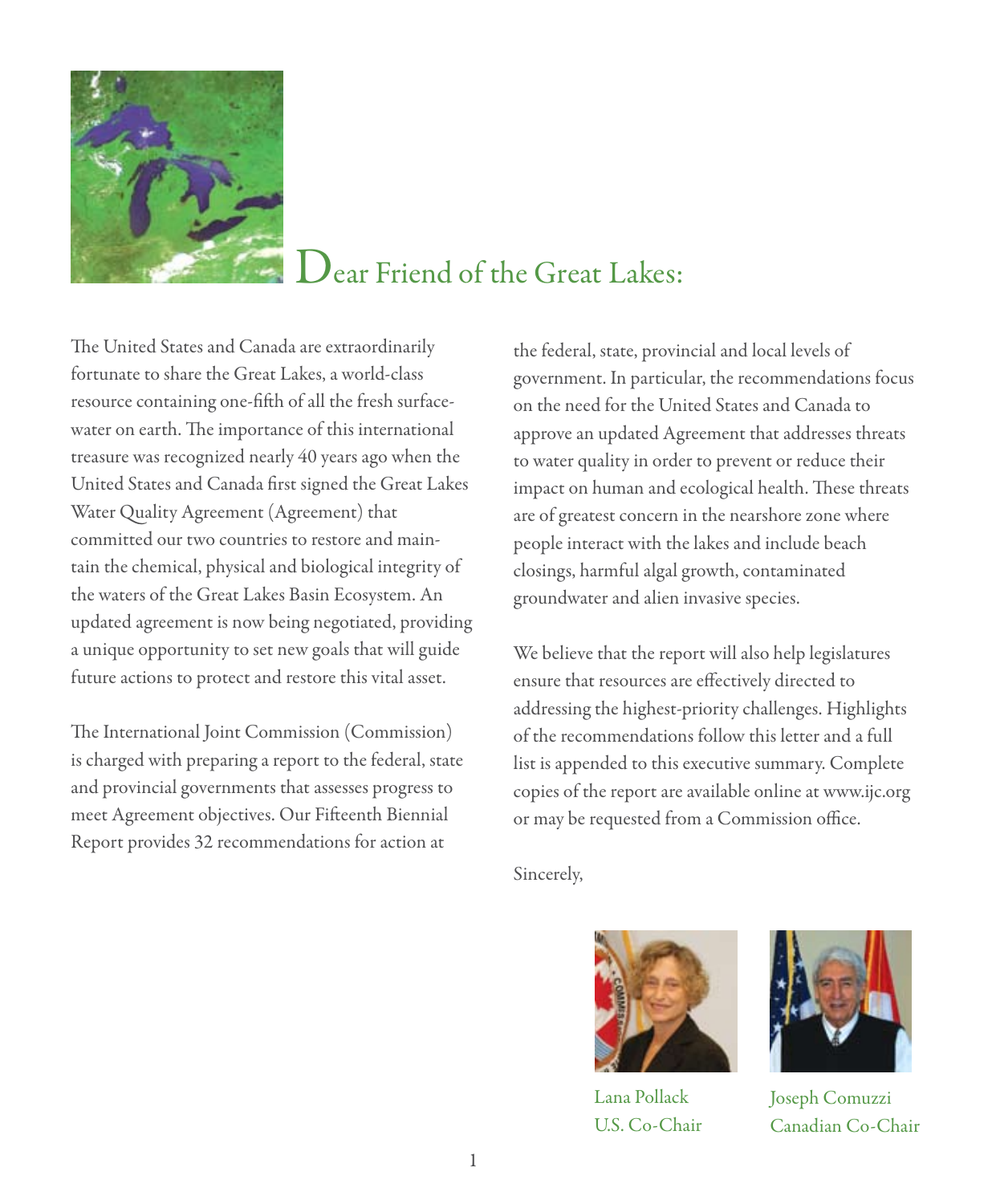# Dear Friend of the Great Lakes:

The United States and Canada are extraordinarily fortunate to share the Great Lakes, a world-class resource containing one-fifth of all the fresh surface-water on earth. The importance of this international treasure was recognized nearly 40 years ago when the United States and Canada first signed the Great Lakes Water Quality Agreement (Agreement) that committed our two countries to restore and maintain the chemical, physical and biological integrity of the waters of the Great Lakes Basin Ecosystem. An updated agreement is now being negotiated, providing a unique opportunity to set new goals that will guide future actions to protect and restore this vital asset.

The International Joint Commission (Commission) is charged with preparing a report to the federal, state and provincial governments that assesses progress to meet Agreement objectives. Our Fifteenth Biennial Report provides 32 recommendations for action at the federal, state, provincial and local levels of government. In particular, the recommendations focus on the need for the United States and Canada to approve an updated Agreement that addresses threats to water quality in order to prevent or reduce their impact on human and ecological health. These threats are of greatest concern in the nearshore zone where people interact with the lakes and include beach closings, harmful algal growth, contaminated groundwater and alien invasive species.

We believe that the report will also help legislatures ensure that resources are effectively directed to addressing the highest-priority challenges. Highlights of the recommendations follow this letter and a full list is appended to this executive summary. Complete copies of the report are available online at www.ijc.org or may be requested from a Commission office.

Sincerely,

Lana Pollack
U.S. Co-Chair

Joseph Comuzzi
Canadian Co-Chair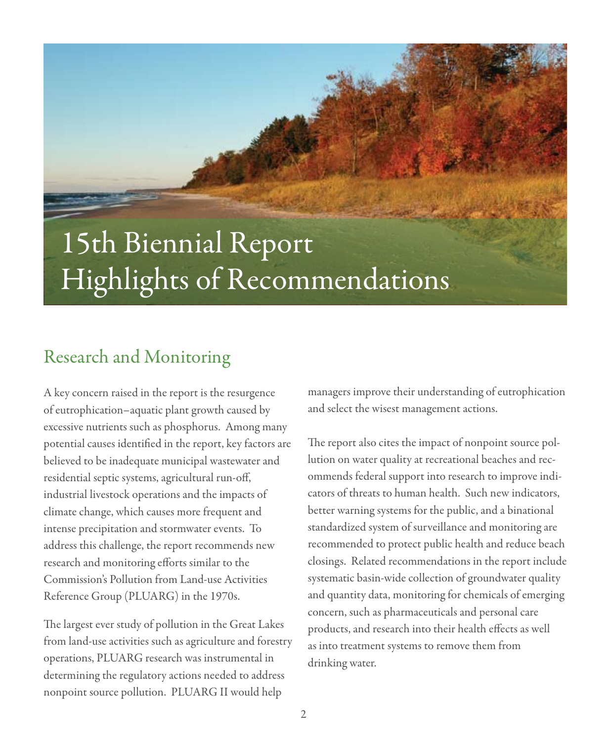# 15th Biennial Report Highlights of Recommendations

## Research and Monitoring

A key concern raised in the report is the resurgence of eutrophication–aquatic plant growth caused by excessive nutrients such as phosphorus. Among many potential causes identified in the report, key factors are believed to be inadequate municipal wastewater and residential septic systems, agricultural run-off, industrial livestock operations and the impacts of climate change, which causes more frequent and intense precipitation and stormwater events. To address this challenge, the report recommends new research and monitoring efforts similar to the Commission's Pollution from Land-use Activities Reference Group (PLUARG) in the 1970s.

The largest ever study of pollution in the Great Lakes from land-use activities such as agriculture and forestry operations, PLUARG research was instrumental in determining the regulatory actions needed to address nonpoint source pollution. PLUARG II would help managers improve their understanding of eutrophication and select the wisest management actions.

The report also cites the impact of nonpoint source pollution on water quality at recreational beaches and recommends federal support into research to improve indicators of threats to human health. Such new indicators, better warning systems for the public, and a binational standardized system of surveillance and monitoring are recommended to protect public health and reduce beach closings. Related recommendations in the report include systematic basin-wide collection of groundwater quality and quantity data, monitoring for chemicals of emerging concern, such as pharmaceuticals and personal care products, and research into their health effects as well as into treatment systems to remove them from drinking water.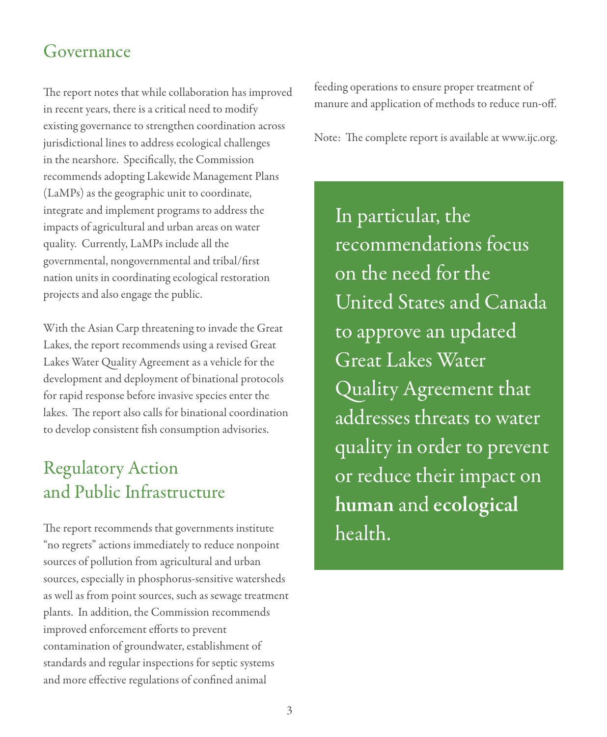## Governance

The report notes that while collaboration has improved in recent years, there is a critical need to modify existing governance to strengthen coordination across jurisdictional lines to address ecological challenges in the nearshore. Specifically, the Commission recommends adopting Lakewide Management Plans (LaMPs) as the geographic unit to coordinate, integrate and implement programs to address the impacts of agricultural and urban areas on water quality. Currently, LaMPs include all the governmental, nongovernmental and tribal/first nation units in coordinating ecological restoration projects and also engage the public.

With the Asian Carp threatening to invade the Great Lakes, the report recommends using a revised Great Lakes Water Quality Agreement as a vehicle for the development and deployment of binational protocols for rapid response before invasive species enter the lakes. The report also calls for binational coordination to develop consistent fish consumption advisories.

## Regulatory Action and Public Infrastructure

The report recommends that governments institute "no regrets" actions immediately to reduce nonpoint sources of pollution from agricultural and urban sources, especially in phosphorus-sensitive watersheds as well as from point sources, such as sewage treatment plants. In addition, the Commission recommends improved enforcement efforts to prevent contamination of groundwater, establishment of standards and regular inspections for septic systems and more effective regulations of confined animal feeding operations to ensure proper treatment of manure and application of methods to reduce run-off.

Note: The complete report is available at www.ijc.org.

In particular, the recommendations focus on the need for the United States and Canada to approve an updated Great Lakes Water Quality Agreement that addresses threats to water quality in order to prevent or reduce their impact on **human** and **ecological** health.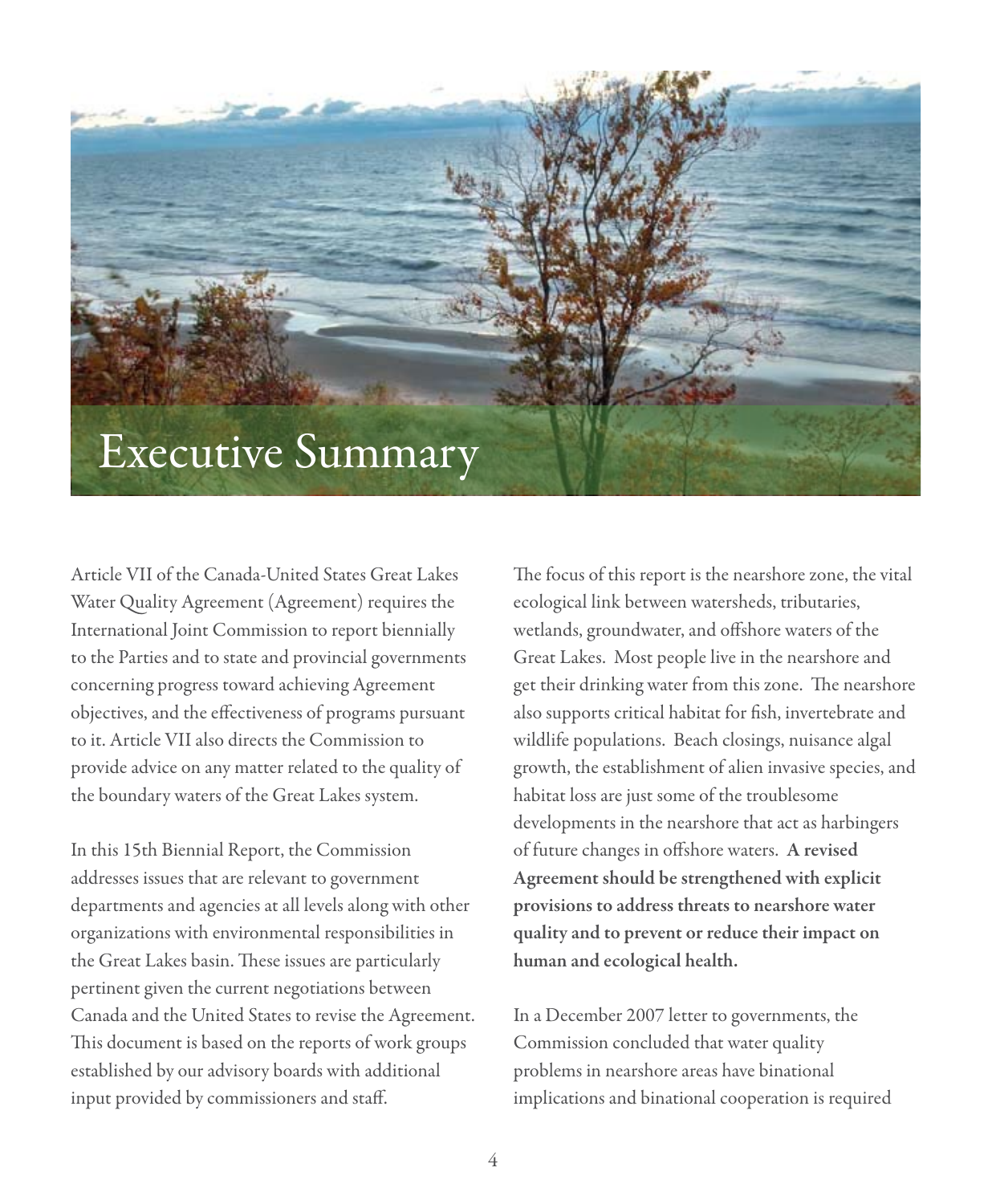# Executive Summary

Article VII of the Canada-United States Great Lakes Water Quality Agreement (Agreement) requires the International Joint Commission to report biennially to the Parties and to state and provincial governments concerning progress toward achieving Agreement objectives, and the effectiveness of programs pursuant to it. Article VII also directs the Commission to provide advice on any matter related to the quality of the boundary waters of the Great Lakes system.

In this 15th Biennial Report, the Commission addresses issues that are relevant to government departments and agencies at all levels along with other organizations with environmental responsibilities in the Great Lakes basin. These issues are particularly pertinent given the current negotiations between Canada and the United States to revise the Agreement. This document is based on the reports of work groups established by our advisory boards with additional input provided by commissioners and staff.

The focus of this report is the nearshore zone, the vital ecological link between watersheds, tributaries, wetlands, groundwater, and offshore waters of the Great Lakes. Most people live in the nearshore and get their drinking water from this zone. The nearshore also supports critical habitat for fish, invertebrate and wildlife populations. Beach closings, nuisance algal growth, the establishment of alien invasive species, and habitat loss are just some of the troublesome developments in the nearshore that act as harbingers of future changes in offshore waters. **A revised Agreement should be strengthened with explicit provisions to address threats to nearshore water quality and to prevent or reduce their impact on human and ecological health.**

In a December 2007 letter to governments, the Commission concluded that water quality problems in nearshore areas have binational implications and binational cooperation is required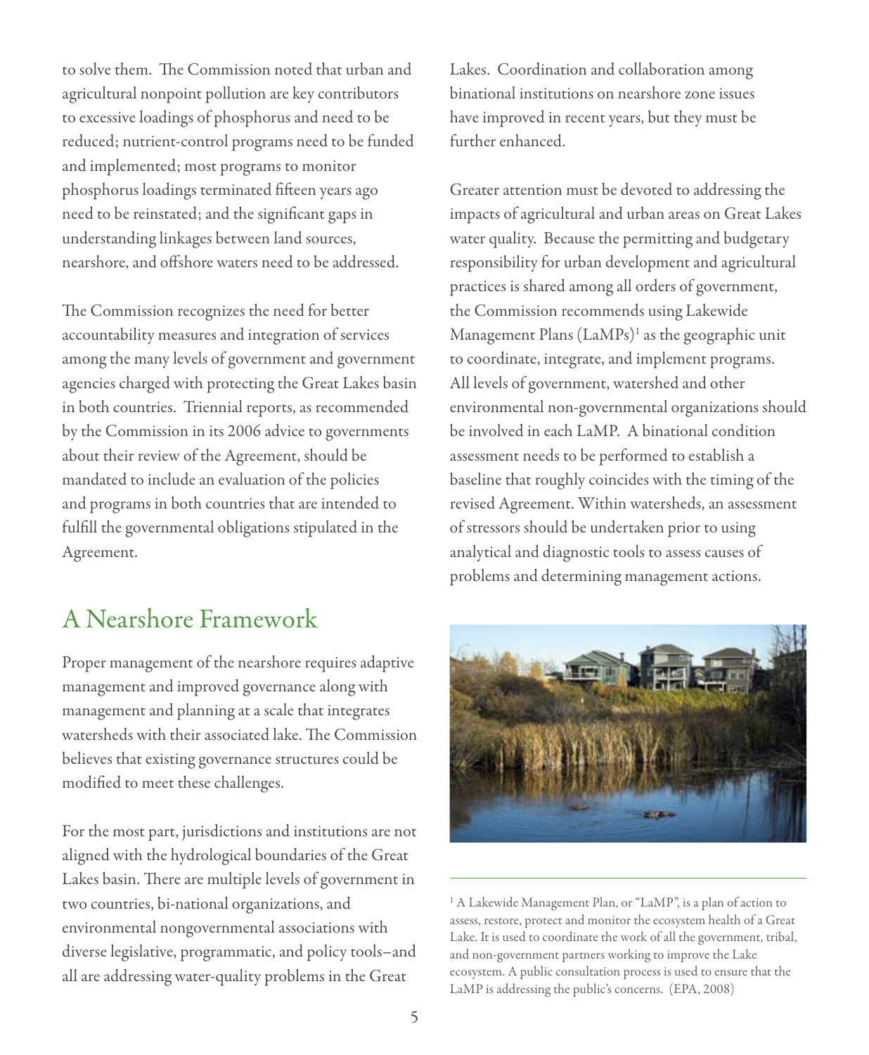to solve them. The Commission noted that urban and agricultural nonpoint pollution are key contributors to excessive loadings of phosphorus and need to be reduced; nutrient-control programs need to be funded and implemented; most programs to monitor phosphorus loadings terminated fifteen years ago need to be reinstated; and the significant gaps in understanding linkages between land sources, nearshore, and offshore waters need to be addressed.

The Commission recognizes the need for better accountability measures and integration of services among the many levels of government and government agencies charged with protecting the Great Lakes basin in both countries. Triennial reports, as recommended by the Commission in its 2006 advice to governments about their review of the Agreement, should be mandated to include an evaluation of the policies and programs in both countries that are intended to fulfill the governmental obligations stipulated in the Agreement.

## A Nearshore Framework

Proper management of the nearshore requires adaptive management and improved governance along with management and planning at a scale that integrates watersheds with their associated lake. The Commission believes that existing governance structures could be modified to meet these challenges.

For the most part, jurisdictions and institutions are not aligned with the hydrological boundaries of the Great Lakes basin. There are multiple levels of government in two countries, bi-national organizations, and environmental nongovernmental associations with diverse legislative, programmatic, and policy tools–and all are addressing water-quality problems in the Great Lakes. Coordination and collaboration among binational institutions on nearshore zone issues have improved in recent years, but they must be further enhanced.

Greater attention must be devoted to addressing the impacts of agricultural and urban areas on Great Lakes water quality. Because the permitting and budgetary responsibility for urban development and agricultural practices is shared among all orders of government, the Commission recommends using Lakewide Management Plans (LaMPs)[1] as the geographic unit to coordinate, integrate, and implement programs. All levels of government, watershed and other environmental non-governmental organizations should be involved in each LaMP. A binational condition assessment needs to be performed to establish a baseline that roughly coincides with the timing of the revised Agreement. Within watersheds, an assessment of stressors should be undertaken prior to using analytical and diagnostic tools to assess causes of problems and determining management actions.

[1] A Lakewide Management Plan, or "LaMP", is a plan of action to assess, restore, protect and monitor the ecosystem health of a Great Lake. It is used to coordinate the work of all the government, tribal, and non-government partners working to improve the Lake ecosystem. A public consultation process is used to ensure that the LaMP is addressing the public's concerns. (EPA, 2008)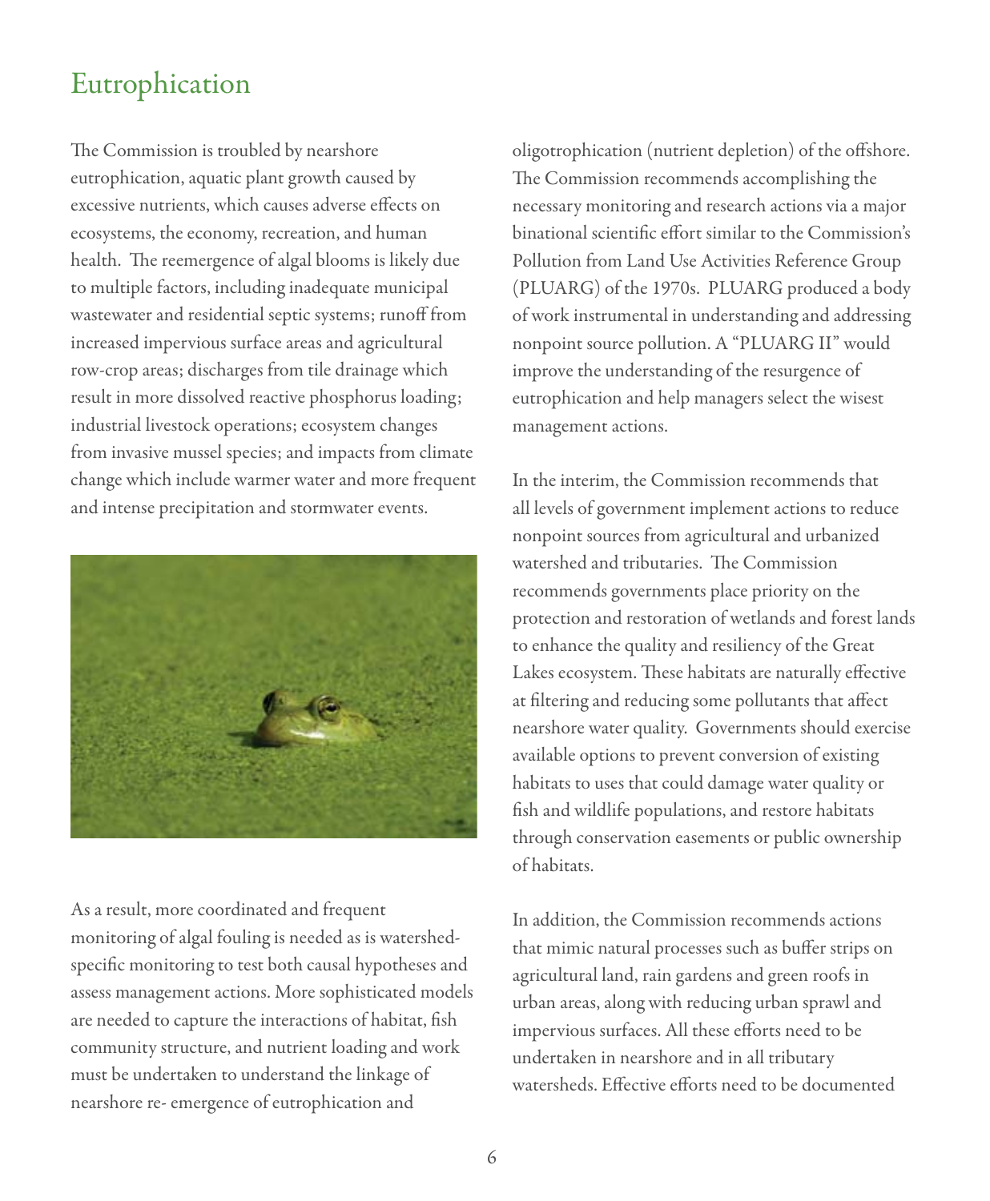# Eutrophication

The Commission is troubled by nearshore eutrophication, aquatic plant growth caused by excessive nutrients, which causes adverse effects on ecosystems, the economy, recreation, and human health. The reemergence of algal blooms is likely due to multiple factors, including inadequate municipal wastewater and residential septic systems; runoff from increased impervious surface areas and agricultural row-crop areas; discharges from tile drainage which result in more dissolved reactive phosphorus loading; industrial livestock operations; ecosystem changes from invasive mussel species; and impacts from climate change which include warmer water and more frequent and intense precipitation and stormwater events.

As a result, more coordinated and frequent monitoring of algal fouling is needed as is watershed-specific monitoring to test both causal hypotheses and assess management actions. More sophisticated models are needed to capture the interactions of habitat, fish community structure, and nutrient loading and work must be undertaken to understand the linkage of nearshore re- emergence of eutrophication and oligotrophication (nutrient depletion) of the offshore. The Commission recommends accomplishing the necessary monitoring and research actions via a major binational scientific effort similar to the Commission's Pollution from Land Use Activities Reference Group (PLUARG) of the 1970s. PLUARG produced a body of work instrumental in understanding and addressing nonpoint source pollution. A "PLUARG II" would improve the understanding of the resurgence of eutrophication and help managers select the wisest management actions.

In the interim, the Commission recommends that all levels of government implement actions to reduce nonpoint sources from agricultural and urbanized watershed and tributaries. The Commission recommends governments place priority on the protection and restoration of wetlands and forest lands to enhance the quality and resiliency of the Great Lakes ecosystem. These habitats are naturally effective at filtering and reducing some pollutants that affect nearshore water quality. Governments should exercise available options to prevent conversion of existing habitats to uses that could damage water quality or fish and wildlife populations, and restore habitats through conservation easements or public ownership of habitats.

In addition, the Commission recommends actions that mimic natural processes such as buffer strips on agricultural land, rain gardens and green roofs in urban areas, along with reducing urban sprawl and impervious surfaces. All these efforts need to be undertaken in nearshore and in all tributary watersheds. Effective efforts need to be documented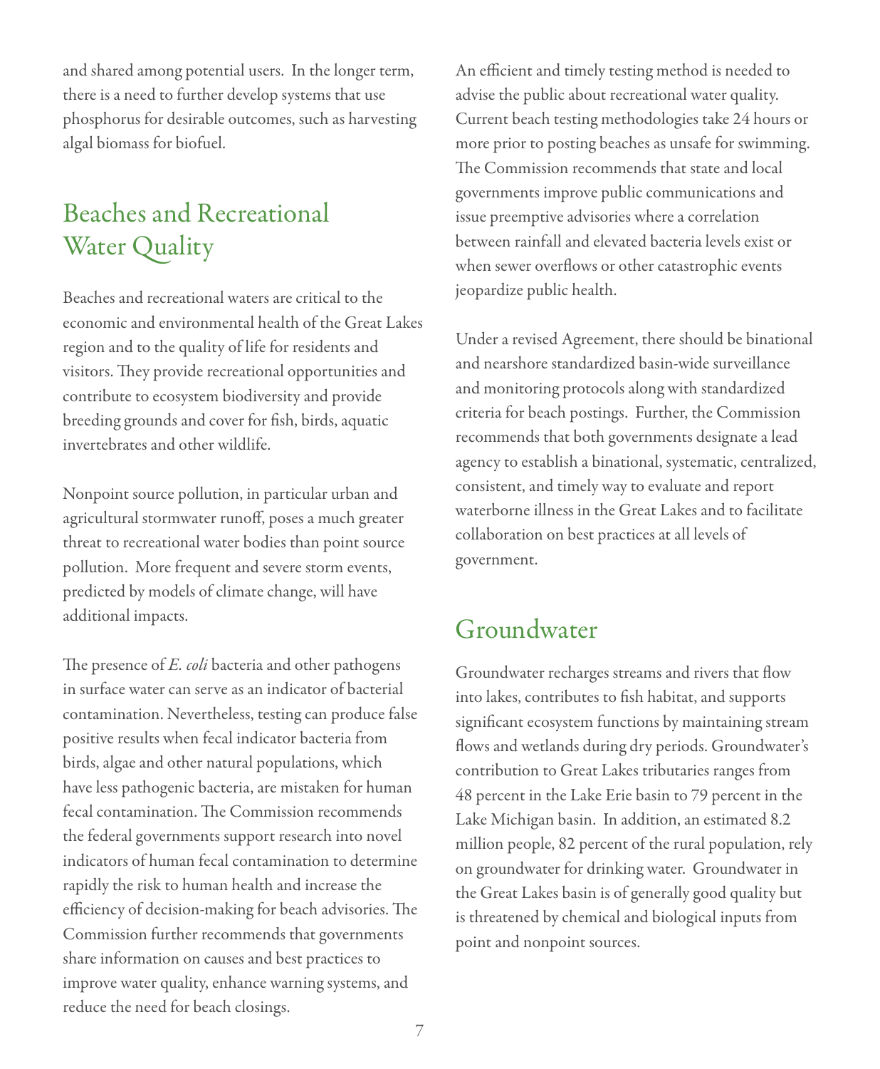and shared among potential users. In the longer term, there is a need to further develop systems that use phosphorus for desirable outcomes, such as harvesting algal biomass for biofuel.

## Beaches and Recreational Water Quality

Beaches and recreational waters are critical to the economic and environmental health of the Great Lakes region and to the quality of life for residents and visitors. They provide recreational opportunities and contribute to ecosystem biodiversity and provide breeding grounds and cover for fish, birds, aquatic invertebrates and other wildlife.

Nonpoint source pollution, in particular urban and agricultural stormwater runoff, poses a much greater threat to recreational water bodies than point source pollution. More frequent and severe storm events, predicted by models of climate change, will have additional impacts.

The presence of *E. coli* bacteria and other pathogens in surface water can serve as an indicator of bacterial contamination. Nevertheless, testing can produce false positive results when fecal indicator bacteria from birds, algae and other natural populations, which have less pathogenic bacteria, are mistaken for human fecal contamination. The Commission recommends the federal governments support research into novel indicators of human fecal contamination to determine rapidly the risk to human health and increase the efficiency of decision-making for beach advisories. The Commission further recommends that governments share information on causes and best practices to improve water quality, enhance warning systems, and reduce the need for beach closings.

An efficient and timely testing method is needed to advise the public about recreational water quality. Current beach testing methodologies take 24 hours or more prior to posting beaches as unsafe for swimming. The Commission recommends that state and local governments improve public communications and issue preemptive advisories where a correlation between rainfall and elevated bacteria levels exist or when sewer overflows or other catastrophic events jeopardize public health.

Under a revised Agreement, there should be binational and nearshore standardized basin-wide surveillance and monitoring protocols along with standardized criteria for beach postings. Further, the Commission recommends that both governments designate a lead agency to establish a binational, systematic, centralized, consistent, and timely way to evaluate and report waterborne illness in the Great Lakes and to facilitate collaboration on best practices at all levels of government.

## Groundwater

Groundwater recharges streams and rivers that flow into lakes, contributes to fish habitat, and supports significant ecosystem functions by maintaining stream flows and wetlands during dry periods. Groundwater's contribution to Great Lakes tributaries ranges from 48 percent in the Lake Erie basin to 79 percent in the Lake Michigan basin. In addition, an estimated 8.2 million people, 82 percent of the rural population, rely on groundwater for drinking water. Groundwater in the Great Lakes basin is of generally good quality but is threatened by chemical and biological inputs from point and nonpoint sources.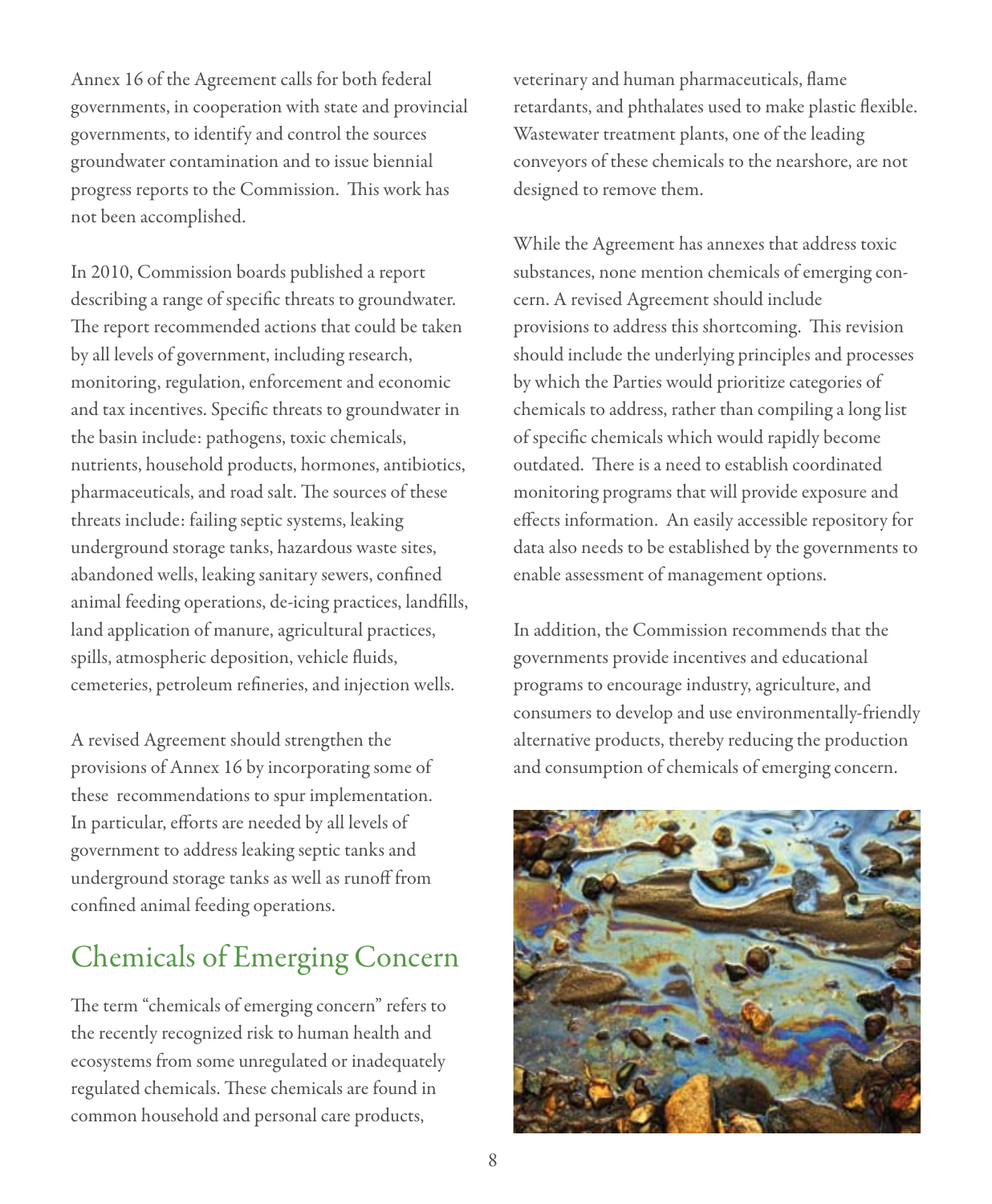Annex 16 of the Agreement calls for both federal governments, in cooperation with state and provincial governments, to identify and control the sources groundwater contamination and to issue biennial progress reports to the Commission. This work has not been accomplished.

In 2010, Commission boards published a report describing a range of specific threats to groundwater. The report recommended actions that could be taken by all levels of government, including research, monitoring, regulation, enforcement and economic and tax incentives. Specific threats to groundwater in the basin include: pathogens, toxic chemicals, nutrients, household products, hormones, antibiotics, pharmaceuticals, and road salt. The sources of these threats include: failing septic systems, leaking underground storage tanks, hazardous waste sites, abandoned wells, leaking sanitary sewers, confined animal feeding operations, de-icing practices, landfills, land application of manure, agricultural practices, spills, atmospheric deposition, vehicle fluids, cemeteries, petroleum refineries, and injection wells.

A revised Agreement should strengthen the provisions of Annex 16 by incorporating some of these recommendations to spur implementation. In particular, efforts are needed by all levels of government to address leaking septic tanks and underground storage tanks as well as runoff from confined animal feeding operations.

## Chemicals of Emerging Concern

The term "chemicals of emerging concern" refers to the recently recognized risk to human health and ecosystems from some unregulated or inadequately regulated chemicals. These chemicals are found in common household and personal care products, veterinary and human pharmaceuticals, flame retardants, and phthalates used to make plastic flexible. Wastewater treatment plants, one of the leading conveyors of these chemicals to the nearshore, are not designed to remove them.

While the Agreement has annexes that address toxic substances, none mention chemicals of emerging concern. A revised Agreement should include provisions to address this shortcoming. This revision should include the underlying principles and processes by which the Parties would prioritize categories of chemicals to address, rather than compiling a long list of specific chemicals which would rapidly become outdated. There is a need to establish coordinated monitoring programs that will provide exposure and effects information. An easily accessible repository for data also needs to be established by the governments to enable assessment of management options.

In addition, the Commission recommends that the governments provide incentives and educational programs to encourage industry, agriculture, and consumers to develop and use environmentally-friendly alternative products, thereby reducing the production and consumption of chemicals of emerging concern.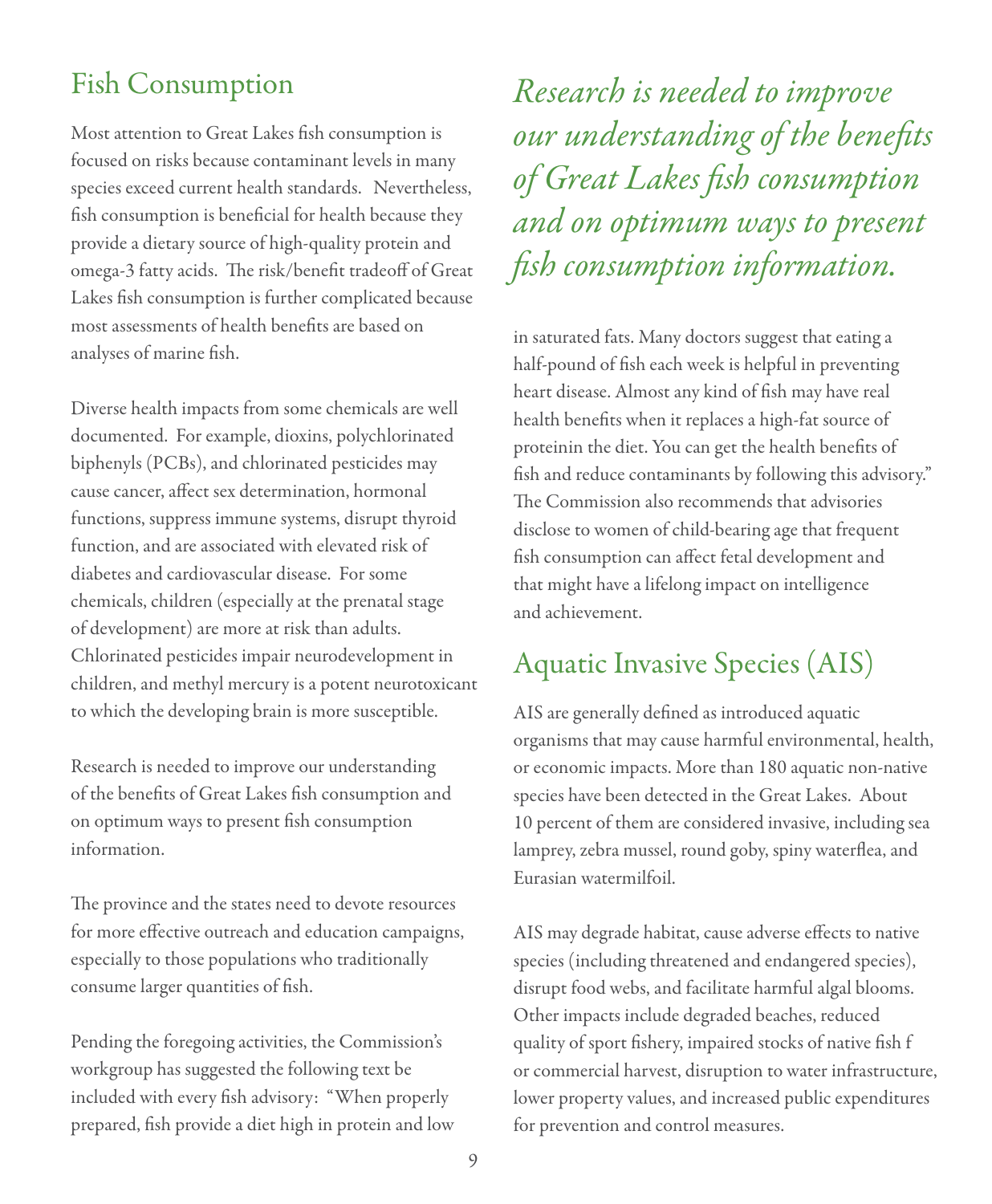## Fish Consumption

Most attention to Great Lakes fish consumption is focused on risks because contaminant levels in many species exceed current health standards. Nevertheless, fish consumption is beneficial for health because they provide a dietary source of high-quality protein and omega-3 fatty acids. The risk/benefit tradeoff of Great Lakes fish consumption is further complicated because most assessments of health benefits are based on analyses of marine fish.

Diverse health impacts from some chemicals are well documented. For example, dioxins, polychlorinated biphenyls (PCBs), and chlorinated pesticides may cause cancer, affect sex determination, hormonal functions, suppress immune systems, disrupt thyroid function, and are associated with elevated risk of diabetes and cardiovascular disease. For some chemicals, children (especially at the prenatal stage of development) are more at risk than adults. Chlorinated pesticides impair neurodevelopment in children, and methyl mercury is a potent neurotoxicant to which the developing brain is more susceptible.

Research is needed to improve our understanding of the benefits of Great Lakes fish consumption and on optimum ways to present fish consumption information.

*Research is needed to improve our understanding of the benefits of Great Lakes fish consumption and on optimum ways to present fish consumption information.*

The province and the states need to devote resources for more effective outreach and education campaigns, especially to those populations who traditionally consume larger quantities of fish.

Pending the foregoing activities, the Commission's workgroup has suggested the following text be included with every fish advisory: "When properly prepared, fish provide a diet high in protein and low in saturated fats. Many doctors suggest that eating a half-pound of fish each week is helpful in preventing heart disease. Almost any kind of fish may have real health benefits when it replaces a high-fat source of proteinin the diet. You can get the health benefits of fish and reduce contaminants by following this advisory." The Commission also recommends that advisories disclose to women of child-bearing age that frequent fish consumption can affect fetal development and that might have a lifelong impact on intelligence and achievement.

## Aquatic Invasive Species (AIS)

AIS are generally defined as introduced aquatic organisms that may cause harmful environmental, health, or economic impacts. More than 180 aquatic non-native species have been detected in the Great Lakes. About 10 percent of them are considered invasive, including sea lamprey, zebra mussel, round goby, spiny waterflea, and Eurasian watermilfoil.

AIS may degrade habitat, cause adverse effects to native species (including threatened and endangered species), disrupt food webs, and facilitate harmful algal blooms. Other impacts include degraded beaches, reduced quality of sport fishery, impaired stocks of native fish f or commercial harvest, disruption to water infrastructure, lower property values, and increased public expenditures for prevention and control measures.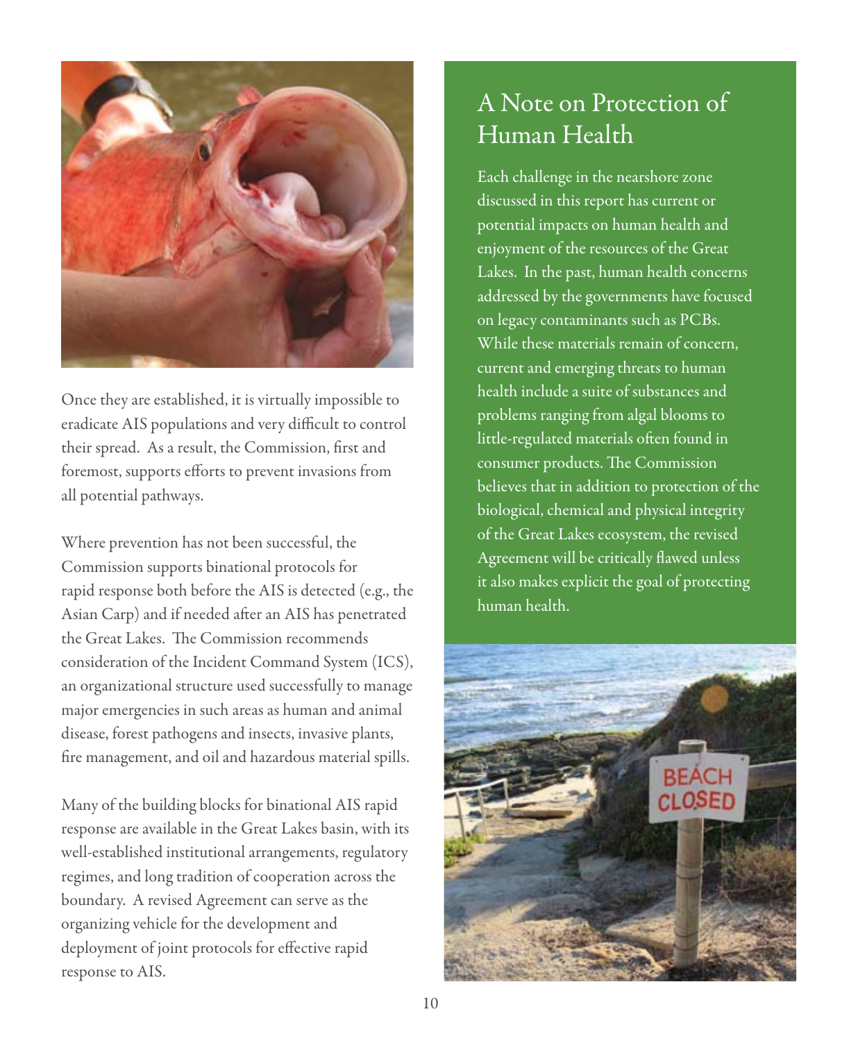Once they are established, it is virtually impossible to eradicate AIS populations and very difficult to control their spread. As a result, the Commission, first and foremost, supports efforts to prevent invasions from all potential pathways.

Where prevention has not been successful, the Commission supports binational protocols for rapid response both before the AIS is detected (e.g., the Asian Carp) and if needed after an AIS has penetrated the Great Lakes. The Commission recommends consideration of the Incident Command System (ICS), an organizational structure used successfully to manage major emergencies in such areas as human and animal disease, forest pathogens and insects, invasive plants, fire management, and oil and hazardous material spills.

Many of the building blocks for binational AIS rapid response are available in the Great Lakes basin, with its well-established institutional arrangements, regulatory regimes, and long tradition of cooperation across the boundary. A revised Agreement can serve as the organizing vehicle for the development and deployment of joint protocols for effective rapid response to AIS.

## A Note on Protection of Human Health

Each challenge in the nearshore zone discussed in this report has current or potential impacts on human health and enjoyment of the resources of the Great Lakes. In the past, human health concerns addressed by the governments have focused on legacy contaminants such as PCBs. While these materials remain of concern, current and emerging threats to human health include a suite of substances and problems ranging from algal blooms to little-regulated materials often found in consumer products. The Commission believes that in addition to protection of the biological, chemical and physical integrity of the Great Lakes ecosystem, the revised Agreement will be critically flawed unless it also makes explicit the goal of protecting human health.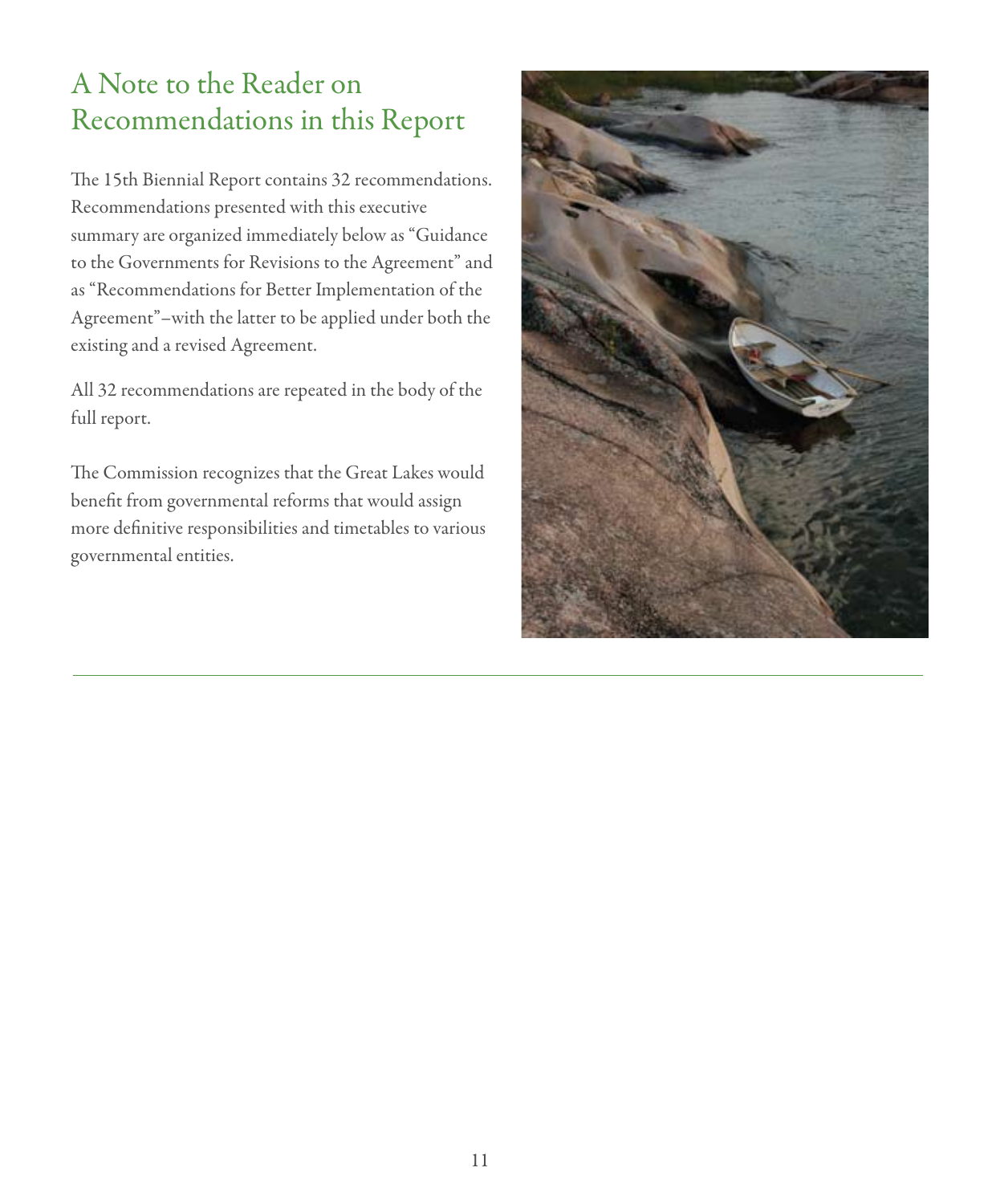## A Note to the Reader on Recommendations in this Report

The 15th Biennial Report contains 32 recommendations. Recommendations presented with this executive summary are organized immediately below as "Guidance to the Governments for Revisions to the Agreement" and as "Recommendations for Better Implementation of the Agreement"–with the latter to be applied under both the existing and a revised Agreement.

All 32 recommendations are repeated in the body of the full report.

The Commission recognizes that the Great Lakes would benefit from governmental reforms that would assign more definitive responsibilities and timetables to various governmental entities.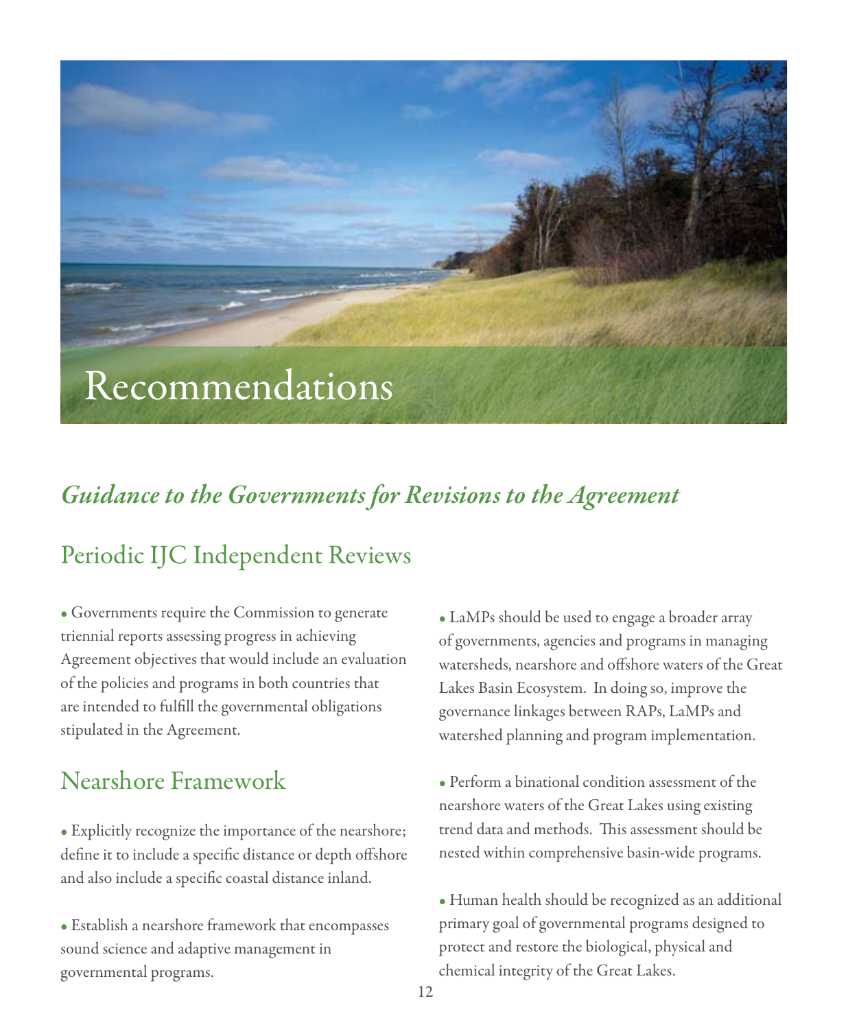# Recommendations

## *Guidance to the Governments for Revisions to the Agreement*

### Periodic IJC Independent Reviews

- Governments require the Commission to generate triennial reports assessing progress in achieving Agreement objectives that would include an evaluation of the policies and programs in both countries that are intended to fulfill the governmental obligations stipulated in the Agreement.

### Nearshore Framework

- Explicitly recognize the importance of the nearshore; define it to include a specific distance or depth offshore and also include a specific coastal distance inland.

- Establish a nearshore framework that encompasses sound science and adaptive management in governmental programs.

- LaMPs should be used to engage a broader array of governments, agencies and programs in managing watersheds, nearshore and offshore waters of the Great Lakes Basin Ecosystem. In doing so, improve the governance linkages between RAPs, LaMPs and watershed planning and program implementation.

- Perform a binational condition assessment of the nearshore waters of the Great Lakes using existing trend data and methods. This assessment should be nested within comprehensive basin-wide programs.

- Human health should be recognized as an additional primary goal of governmental programs designed to protect and restore the biological, physical and chemical integrity of the Great Lakes.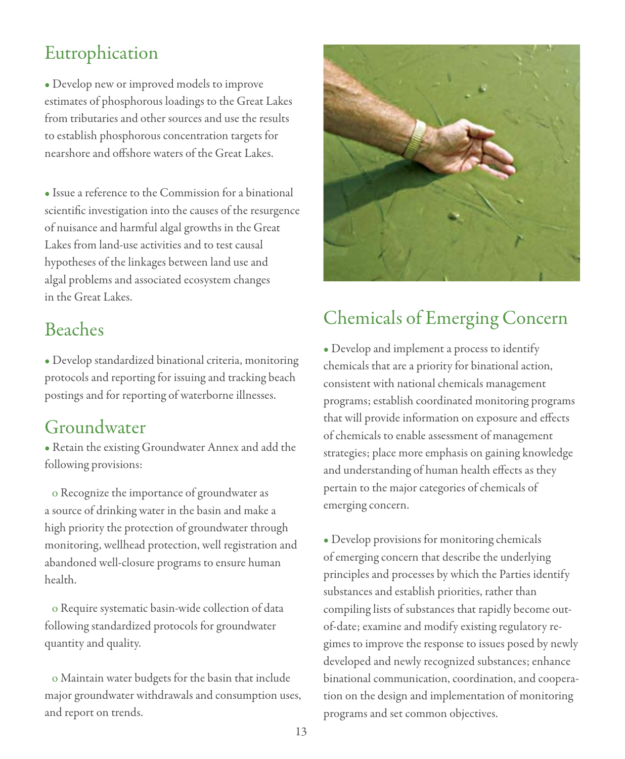## Eutrophication

- Develop new or improved models to improve estimates of phosphorous loadings to the Great Lakes from tributaries and other sources and use the results to establish phosphorous concentration targets for nearshore and offshore waters of the Great Lakes.

- Issue a reference to the Commission for a binational scientific investigation into the causes of the resurgence of nuisance and harmful algal growths in the Great Lakes from land-use activities and to test causal hypotheses of the linkages between land use and algal problems and associated ecosystem changes in the Great Lakes.

## Beaches

- Develop standardized binational criteria, monitoring protocols and reporting for issuing and tracking beach postings and for reporting of waterborne illnesses.

## Groundwater

- Retain the existing Groundwater Annex and add the following provisions:

  - Recognize the importance of groundwater as a source of drinking water in the basin and make a high priority the protection of groundwater through monitoring, wellhead protection, well registration and abandoned well-closure programs to ensure human health.

  - Require systematic basin-wide collection of data following standardized protocols for groundwater quantity and quality.

  - Maintain water budgets for the basin that include major groundwater withdrawals and consumption uses, and report on trends.

## Chemicals of Emerging Concern

- Develop and implement a process to identify chemicals that are a priority for binational action, consistent with national chemicals management programs; establish coordinated monitoring programs that will provide information on exposure and effects of chemicals to enable assessment of management strategies; place more emphasis on gaining knowledge and understanding of human health effects as they pertain to the major categories of chemicals of emerging concern.

- Develop provisions for monitoring chemicals of emerging concern that describe the underlying principles and processes by which the Parties identify substances and establish priorities, rather than compiling lists of substances that rapidly become out-of-date; examine and modify existing regulatory regimes to improve the response to issues posed by newly developed and newly recognized substances; enhance binational communication, coordination, and cooperation on the design and implementation of monitoring programs and set common objectives.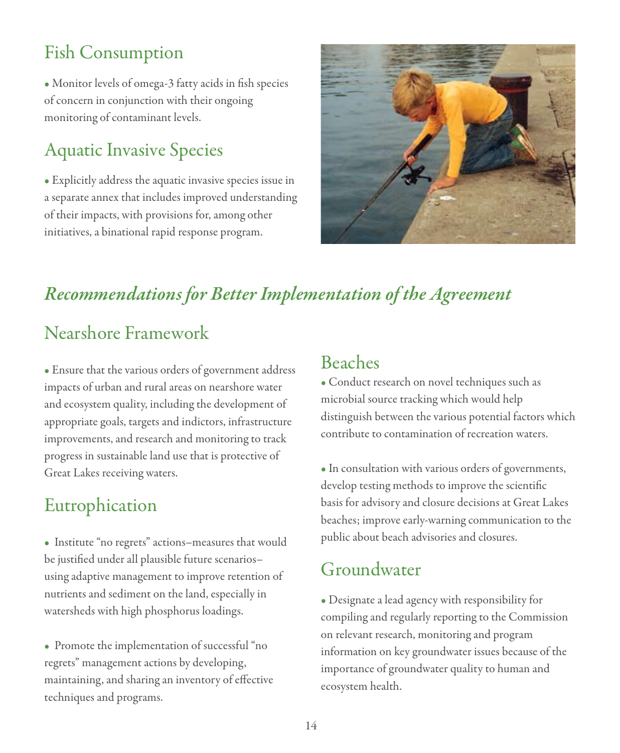## Fish Consumption

- Monitor levels of omega-3 fatty acids in fish species of concern in conjunction with their ongoing monitoring of contaminant levels.

## Aquatic Invasive Species

- Explicitly address the aquatic invasive species issue in a separate annex that includes improved understanding of their impacts, with provisions for, among other initiatives, a binational rapid response program.

# *Recommendations for Better Implementation of the Agreement*

## Nearshore Framework

- Ensure that the various orders of government address impacts of urban and rural areas on nearshore water and ecosystem quality, including the development of appropriate goals, targets and indictors, infrastructure improvements, and research and monitoring to track progress in sustainable land use that is protective of Great Lakes receiving waters.

## Eutrophication

- Institute "no regrets" actions–measures that would be justified under all plausible future scenarios–using adaptive management to improve retention of nutrients and sediment on the land, especially in watersheds with high phosphorus loadings.

- Promote the implementation of successful "no regrets" management actions by developing, maintaining, and sharing an inventory of effective techniques and programs.

## Beaches

- Conduct research on novel techniques such as microbial source tracking which would help distinguish between the various potential factors which contribute to contamination of recreation waters.

- In consultation with various orders of governments, develop testing methods to improve the scientific basis for advisory and closure decisions at Great Lakes beaches; improve early-warning communication to the public about beach advisories and closures.

## Groundwater

- Designate a lead agency with responsibility for compiling and regularly reporting to the Commission on relevant research, monitoring and program information on key groundwater issues because of the importance of groundwater quality to human and ecosystem health.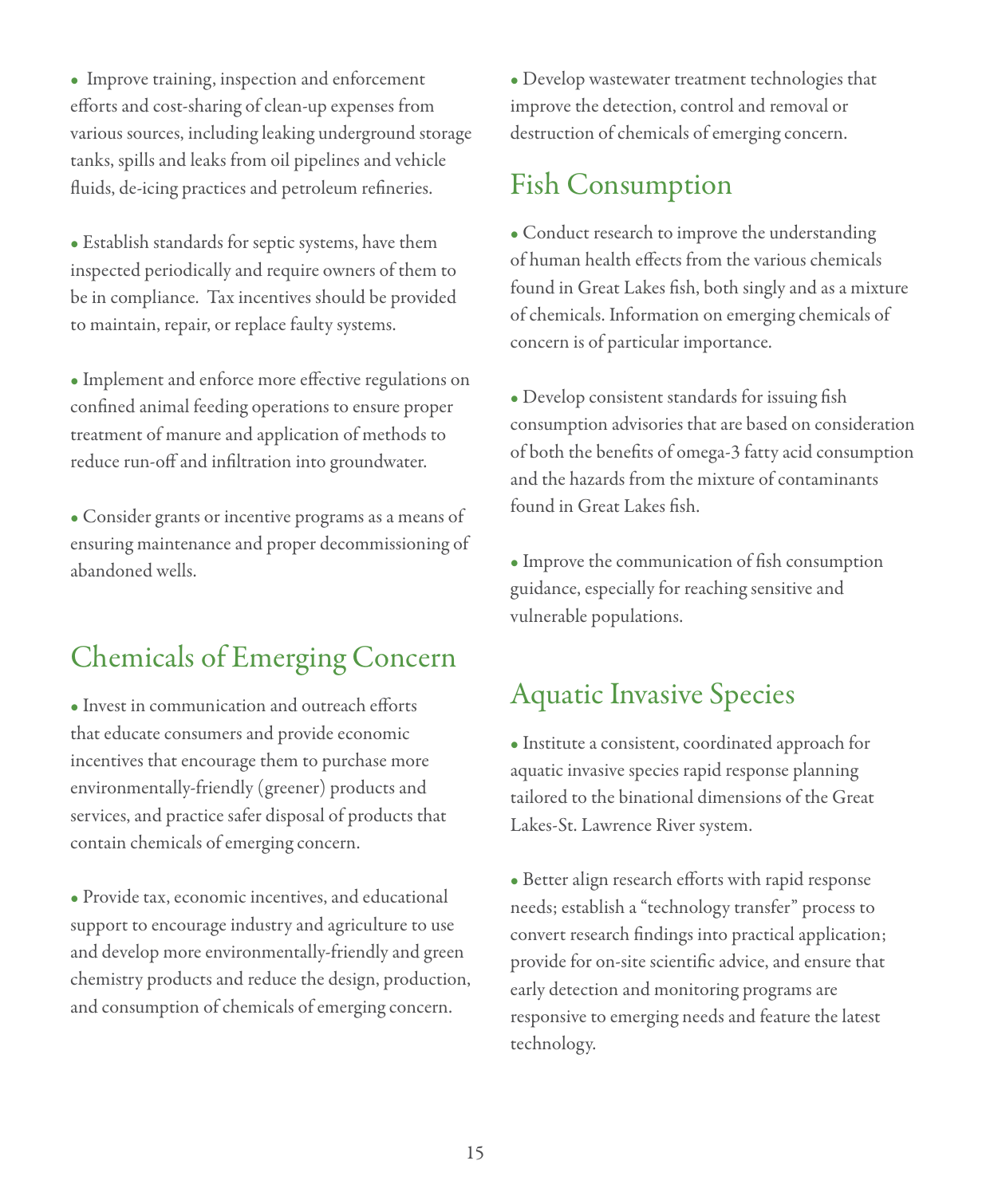- Improve training, inspection and enforcement efforts and cost-sharing of clean-up expenses from various sources, including leaking underground storage tanks, spills and leaks from oil pipelines and vehicle fluids, de-icing practices and petroleum refineries.

- Establish standards for septic systems, have them inspected periodically and require owners of them to be in compliance.  Tax incentives should be provided to maintain, repair, or replace faulty systems.

- Implement and enforce more effective regulations on confined animal feeding operations to ensure proper treatment of manure and application of methods to reduce run-off and infiltration into groundwater.

- Consider grants or incentive programs as a means of ensuring maintenance and proper decommissioning of abandoned wells.

## Chemicals of Emerging Concern

- Invest in communication and outreach efforts that educate consumers and provide economic incentives that encourage them to purchase more environmentally-friendly (greener) products and services, and practice safer disposal of products that contain chemicals of emerging concern.

- Provide tax, economic incentives, and educational support to encourage industry and agriculture to use and develop more environmentally-friendly and green chemistry products and reduce the design, production, and consumption of chemicals of emerging concern.

- Develop wastewater treatment technologies that improve the detection, control and removal or destruction of chemicals of emerging concern.

## Fish Consumption

- Conduct research to improve the understanding of human health effects from the various chemicals found in Great Lakes fish, both singly and as a mixture of chemicals. Information on emerging chemicals of concern is of particular importance.

- Develop consistent standards for issuing fish consumption advisories that are based on consideration of both the benefits of omega-3 fatty acid consumption and the hazards from the mixture of contaminants found in Great Lakes fish.

- Improve the communication of fish consumption guidance, especially for reaching sensitive and vulnerable populations.

## Aquatic Invasive Species

- Institute a consistent, coordinated approach for aquatic invasive species rapid response planning tailored to the binational dimensions of the Great Lakes-St. Lawrence River system.

- Better align research efforts with rapid response needs; establish a "technology transfer" process to convert research findings into practical application; provide for on-site scientific advice, and ensure that early detection and monitoring programs are responsive to emerging needs and feature the latest technology.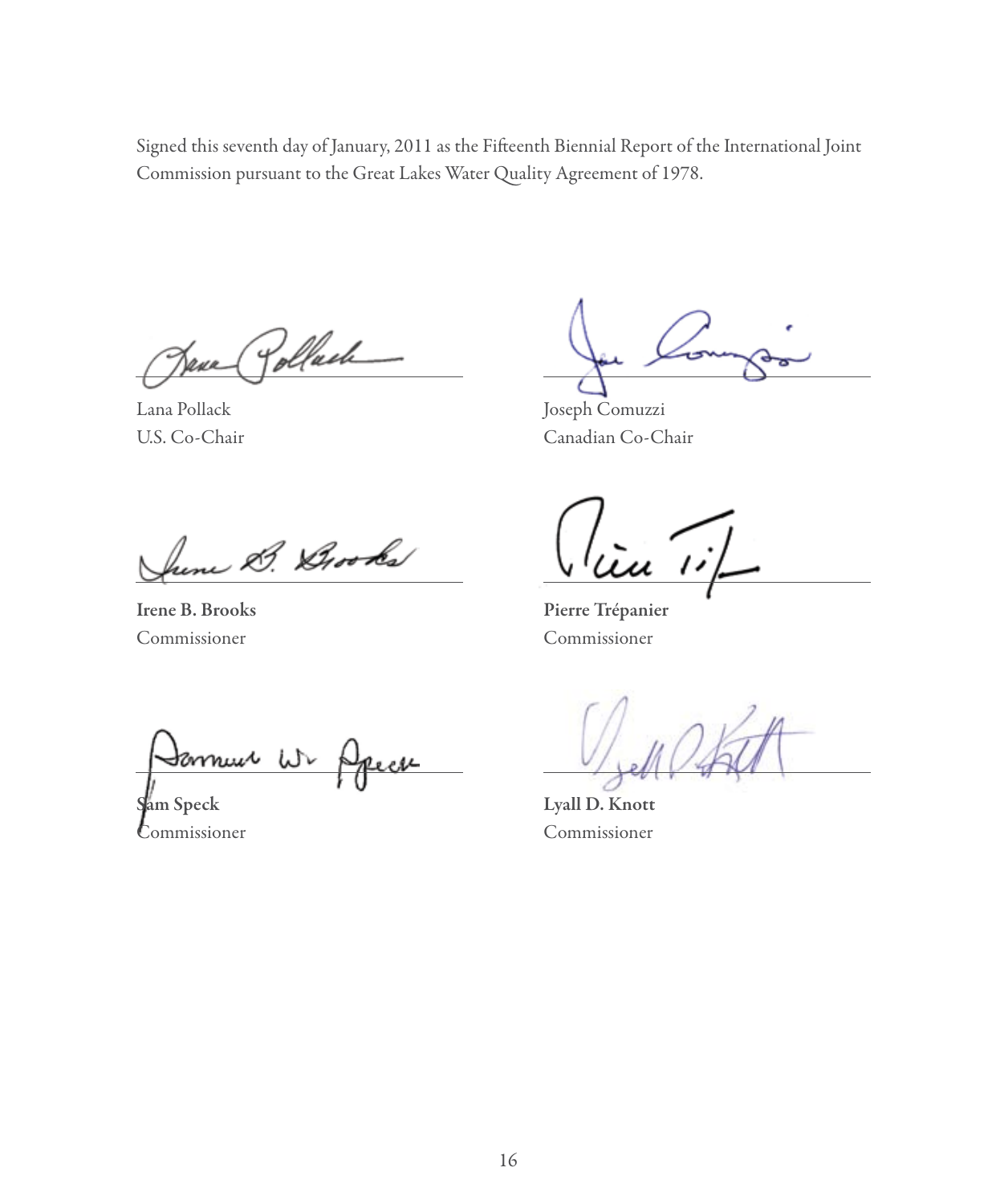Signed this seventh day of January, 2011 as the Fifteenth Biennial Report of the International Joint Commission pursuant to the Great Lakes Water Quality Agreement of 1978.

Lana Pollack
U.S. Co-Chair

Joseph Comuzzi
Canadian Co-Chair

**Irene B. Brooks**
Commissioner

**Pierre Trépanier**
Commissioner

**Sam Speck**
Commissioner

**Lyall D. Knott**
Commissioner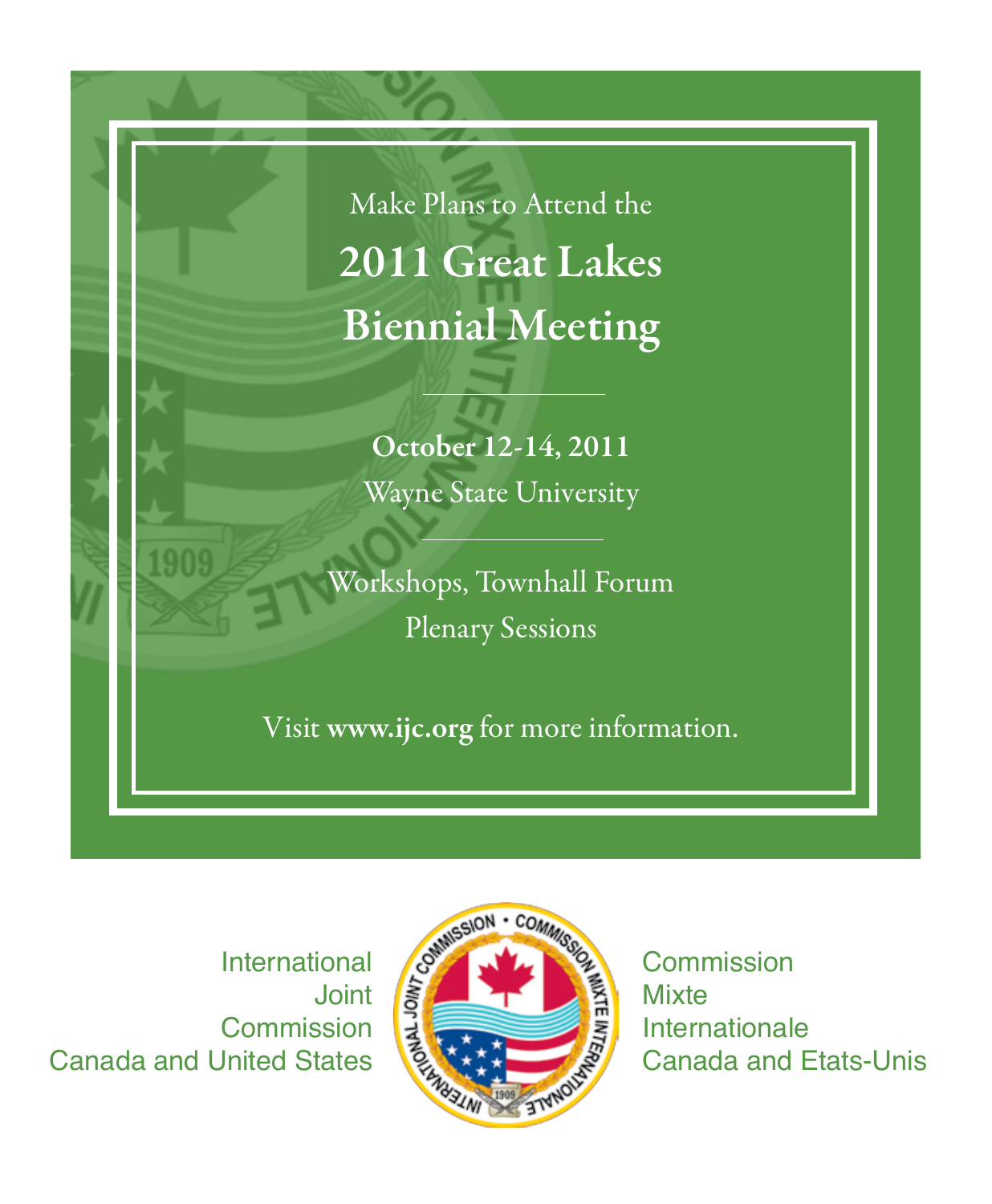Make Plans to Attend the

# 2011 Great Lakes Biennial Meeting

**October 12-14, 2011**

Wayne State University

Workshops, Townhall Forum

Plenary Sessions

Visit **www.ijc.org** for more information.

International Joint Commission
Canada and United States

Commission Mixte Internationale
Canada and Etats-Unis